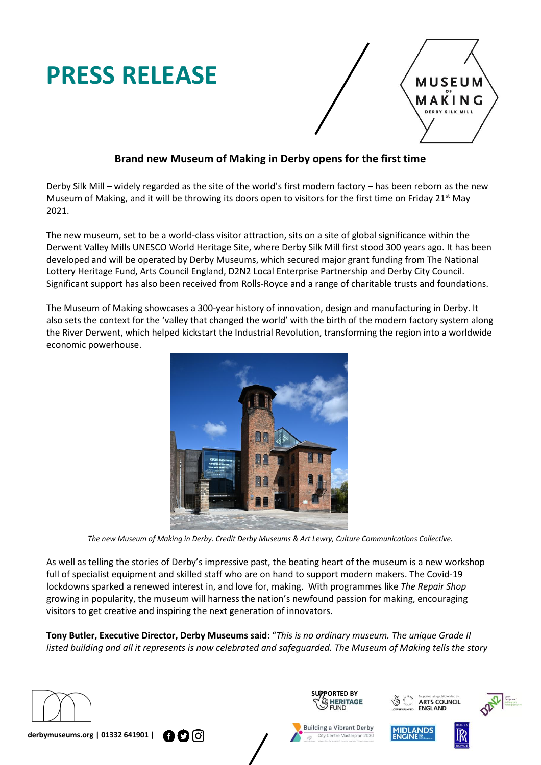# PRESS RELEASE

## Brand new Museum of Making in Derby opens for the first time

Derby Silk Mill – widely regarded as the site of the world's first modern factory – has been reborn as the new Museum of Making, and it will be throwing its doors open to visitors for the first time on Friday 21st May 2021.

The new museum, set to be a world-class visitor attraction, sits on a site of global significance within the Derwent Valley Mills UNESCO World Heritage Site, where Derby Silk Mill first stood 300 years ago. It has been developed and will be operated by Derby Museums, which secured major grant funding from The National Lottery Heritage Fund, Arts Council England, D2N2 Local Enterprise Partnership and Derby City Council. Significant support has also been received from Rolls-Royce and a range of charitable trusts and foundations.

The Museum of Making showcases a 300-year history of innovation, design and manufacturing in Derby. It also sets the context for the 'valley that changed the world' with the birth of the modern factory system along the River Derwent, which helped kickstart the Industrial Revolution, transforming the region into a worldwide economic powerhouse.

*The new Museum of Making in Derby. Credit Derby Museums & Art Lewry, Culture Communications Collective.*

As well as telling the stories of Derby's impressive past, the beating heart of the museum is a new workshop full of specialist equipment and skilled staff who are on hand to support modern makers. The Covid-19 lockdowns sparked a renewed interest in, and love for, making. With programmes like *The Repair Shop* growing in popularity, the museum will harness the nation's newfound passion for making, encouraging visitors to get creative and inspiring the next generation of innovators.

**Tony Butler, Executive Director, Derby Museums said**: "*This is no ordinary museum. The unique Grade II listed building and all it represents is now celebrated and safeguarded. The Museum of Making tells the story*

derbymuseums.org | 01332 641901 |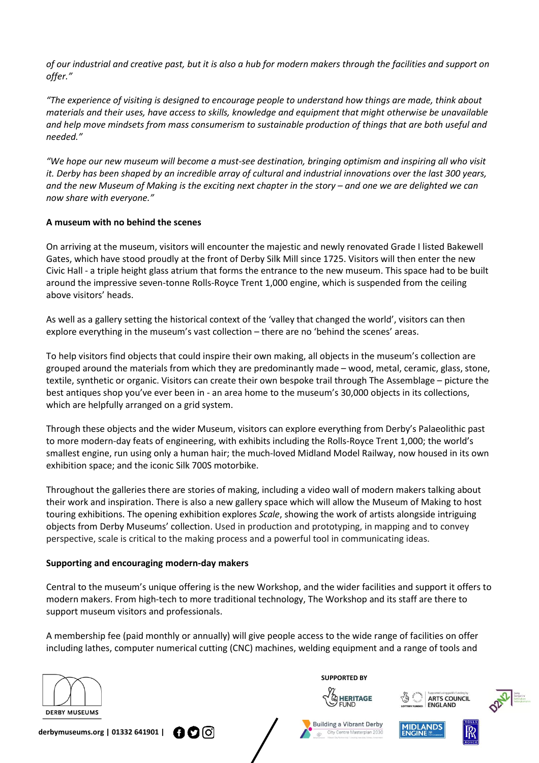*of our industrial and creative past, but it is also a hub for modern makers through the facilities and support on offer."*

*"The experience of visiting is designed to encourage people to understand how things are made, think about materials and their uses, have access to skills, knowledge and equipment that might otherwise be unavailable and help move mindsets from mass consumerism to sustainable production of things that are both useful and needed."*

*"We hope our new museum will become a must-see destination, bringing optimism and inspiring all who visit it. Derby has been shaped by an incredible array of cultural and industrial innovations over the last 300 years, and the new Museum of Making is the exciting next chapter in the story – and one we are delighted we can now share with everyone."*

**A museum with no behind the scenes**

On arriving at the museum, visitors will encounter the majestic and newly renovated Grade I listed Bakewell Gates, which have stood proudly at the front of Derby Silk Mill since 1725. Visitors will then enter the new Civic Hall - a triple height glass atrium that forms the entrance to the new museum. This space had to be built around the impressive seven-tonne Rolls-Royce Trent 1,000 engine, which is suspended from the ceiling above visitors' heads.

As well as a gallery setting the historical context of the 'valley that changed the world', visitors can then explore everything in the museum's vast collection – there are no 'behind the scenes' areas.

To help visitors find objects that could inspire their own making, all objects in the museum's collection are grouped around the materials from which they are predominantly made – wood, metal, ceramic, glass, stone, textile, synthetic or organic. Visitors can create their own bespoke trail through The Assemblage – picture the best antiques shop you've ever been in - an area home to the museum's 30,000 objects in its collections, which are helpfully arranged on a grid system.

Through these objects and the wider Museum, visitors can explore everything from Derby's Palaeolithic past to more modern-day feats of engineering, with exhibits including the Rolls-Royce Trent 1,000; the world's smallest engine, run using only a human hair; the much-loved Midland Model Railway, now housed in its own exhibition space; and the iconic Silk 700S motorbike.

Throughout the galleries there are stories of making, including a video wall of modern makers talking about their work and inspiration. There is also a new gallery space which will allow the Museum of Making to host touring exhibitions. The opening exhibition explores *Scale*, showing the work of artists alongside intriguing objects from Derby Museums' collection. Used in production and prototyping, in mapping and to convey perspective, scale is critical to the making process and a powerful tool in communicating ideas.

**Supporting and encouraging modern-day makers**

Central to the museum's unique offering is the new Workshop, and the wider facilities and support it offers to modern makers. From high-tech to more traditional technology, The Workshop and its staff are there to support museum visitors and professionals.

A membership fee (paid monthly or annually) will give people access to the wide range of facilities on offer including lathes, computer numerical cutting (CNC) machines, welding equipment and a range of tools and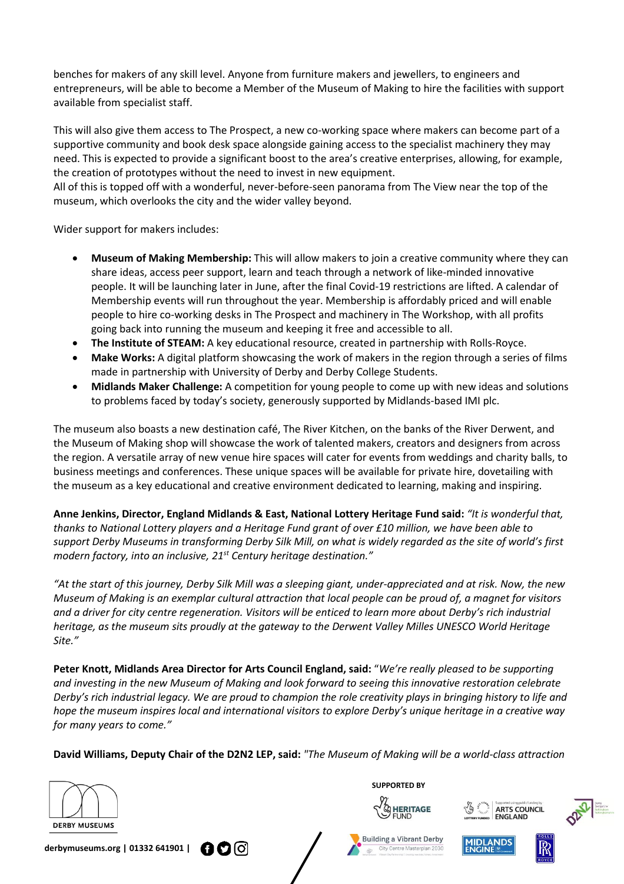benches for makers of any skill level. Anyone from furniture makers and jewellers, to engineers and entrepreneurs, will be able to become a Member of the Museum of Making to hire the facilities with support available from specialist staff.

This will also give them access to The Prospect, a new co-working space where makers can become part of a supportive community and book desk space alongside gaining access to the specialist machinery they may need. This is expected to provide a significant boost to the area's creative enterprises, allowing, for example, the creation of prototypes without the need to invest in new equipment.
All of this is topped off with a wonderful, never-before-seen panorama from The View near the top of the museum, which overlooks the city and the wider valley beyond.

Wider support for makers includes:

- **Museum of Making Membership:** This will allow makers to join a creative community where they can share ideas, access peer support, learn and teach through a network of like-minded innovative people. It will be launching later in June, after the final Covid-19 restrictions are lifted. A calendar of Membership events will run throughout the year. Membership is affordably priced and will enable people to hire co-working desks in The Prospect and machinery in The Workshop, with all profits going back into running the museum and keeping it free and accessible to all.
- **The Institute of STEAM:** A key educational resource, created in partnership with Rolls-Royce.
- **Make Works:** A digital platform showcasing the work of makers in the region through a series of films made in partnership with University of Derby and Derby College Students.
- **Midlands Maker Challenge:** A competition for young people to come up with new ideas and solutions to problems faced by today's society, generously supported by Midlands-based IMI plc.

The museum also boasts a new destination café, The River Kitchen, on the banks of the River Derwent, and the Museum of Making shop will showcase the work of talented makers, creators and designers from across the region. A versatile array of new venue hire spaces will cater for events from weddings and charity balls, to business meetings and conferences. These unique spaces will be available for private hire, dovetailing with the museum as a key educational and creative environment dedicated to learning, making and inspiring.

**Anne Jenkins, Director, England Midlands & East, National Lottery Heritage Fund said:** *"It is wonderful that, thanks to National Lottery players and a Heritage Fund grant of over £10 million, we have been able to support Derby Museums in transforming Derby Silk Mill, on what is widely regarded as the site of world's first modern factory, into an inclusive, 21st Century heritage destination."*

*"At the start of this journey, Derby Silk Mill was a sleeping giant, under-appreciated and at risk. Now, the new Museum of Making is an exemplar cultural attraction that local people can be proud of, a magnet for visitors and a driver for city centre regeneration. Visitors will be enticed to learn more about Derby's rich industrial heritage, as the museum sits proudly at the gateway to the Derwent Valley Milles UNESCO World Heritage Site."*

**Peter Knott, Midlands Area Director for Arts Council England, said:** "*We're really pleased to be supporting and investing in the new Museum of Making and look forward to seeing this innovative restoration celebrate Derby's rich industrial legacy. We are proud to champion the role creativity plays in bringing history to life and hope the museum inspires local and international visitors to explore Derby's unique heritage in a creative way for many years to come."*

**David Williams, Deputy Chair of the D2N2 LEP, said:** *"The Museum of Making will be a world-class attraction*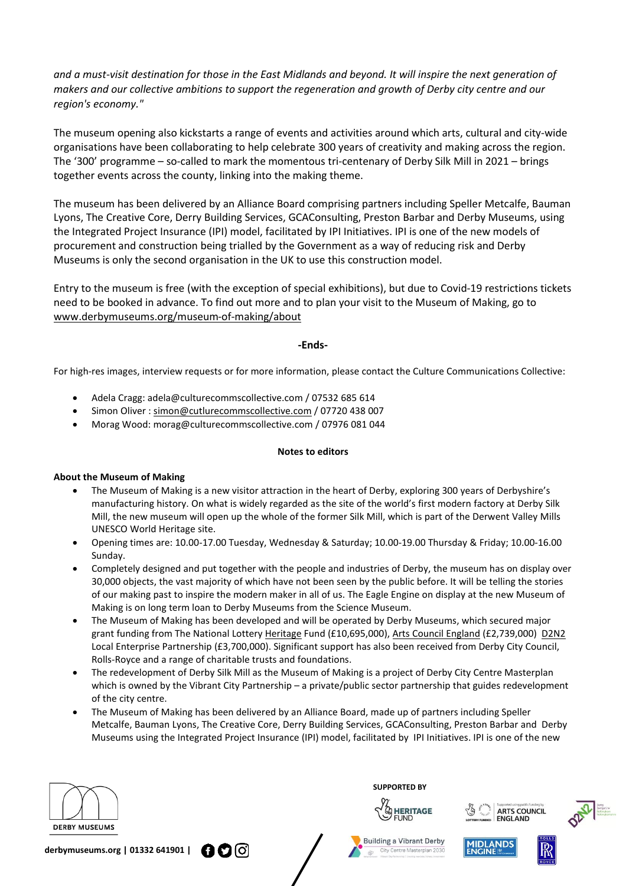*and a must-visit destination for those in the East Midlands and beyond. It will inspire the next generation of makers and our collective ambitions to support the regeneration and growth of Derby city centre and our region's economy."*

The museum opening also kickstarts a range of events and activities around which arts, cultural and city-wide organisations have been collaborating to help celebrate 300 years of creativity and making across the region. The '300' programme – so-called to mark the momentous tri-centenary of Derby Silk Mill in 2021 – brings together events across the county, linking into the making theme.

The museum has been delivered by an Alliance Board comprising partners including Speller Metcalfe, Bauman Lyons, The Creative Core, Derry Building Services, GCAConsulting, Preston Barbar and Derby Museums, using the Integrated Project Insurance (IPI) model, facilitated by IPI Initiatives. IPI is one of the new models of procurement and construction being trialled by the Government as a way of reducing risk and Derby Museums is only the second organisation in the UK to use this construction model.

Entry to the museum is free (with the exception of special exhibitions), but due to Covid-19 restrictions tickets need to be booked in advance. To find out more and to plan your visit to the Museum of Making, go to www.derbymuseums.org/museum-of-making/about

**-Ends-**

For high-res images, interview requests or for more information, please contact the Culture Communications Collective:

- Adela Cragg: adela@culturecommscollective.com / 07532 685 614
- Simon Oliver : simon@cutlurecommscollective.com / 07720 438 007
- Morag Wood: morag@culturecommscollective.com / 07976 081 044

**Notes to editors**

**About the Museum of Making**

- The Museum of Making is a new visitor attraction in the heart of Derby, exploring 300 years of Derbyshire's manufacturing history. On what is widely regarded as the site of the world's first modern factory at Derby Silk Mill, the new museum will open up the whole of the former Silk Mill, which is part of the Derwent Valley Mills UNESCO World Heritage site.
- Opening times are: 10.00-17.00 Tuesday, Wednesday & Saturday; 10.00-19.00 Thursday & Friday; 10.00-16.00 Sunday.
- Completely designed and put together with the people and industries of Derby, the museum has on display over 30,000 objects, the vast majority of which have not been seen by the public before. It will be telling the stories of our making past to inspire the modern maker in all of us. The Eagle Engine on display at the new Museum of Making is on long term loan to Derby Museums from the Science Museum.
- The Museum of Making has been developed and will be operated by Derby Museums, which secured major grant funding from The National Lottery Heritage Fund (£10,695,000), Arts Council England (£2,739,000) D2N2 Local Enterprise Partnership (£3,700,000). Significant support has also been received from Derby City Council, Rolls-Royce and a range of charitable trusts and foundations.
- The redevelopment of Derby Silk Mill as the Museum of Making is a project of Derby City Centre Masterplan which is owned by the Vibrant City Partnership – a private/public sector partnership that guides redevelopment of the city centre.
- The Museum of Making has been delivered by an Alliance Board, made up of partners including Speller Metcalfe, Bauman Lyons, The Creative Core, Derry Building Services, GCAConsulting, Preston Barbar and Derby Museums using the Integrated Project Insurance (IPI) model, facilitated by IPI Initiatives. IPI is one of the new

DERBY MUSEUMS

derbymuseums.org | 01332 641901 |

SUPPORTED BY

HERITAGE FUND | ARTS COUNCIL ENGLAND | D2N2 | Building a Vibrant Derby City Centre Masterplan 2030 | MIDLANDS ENGINE | ROLLS ROYCE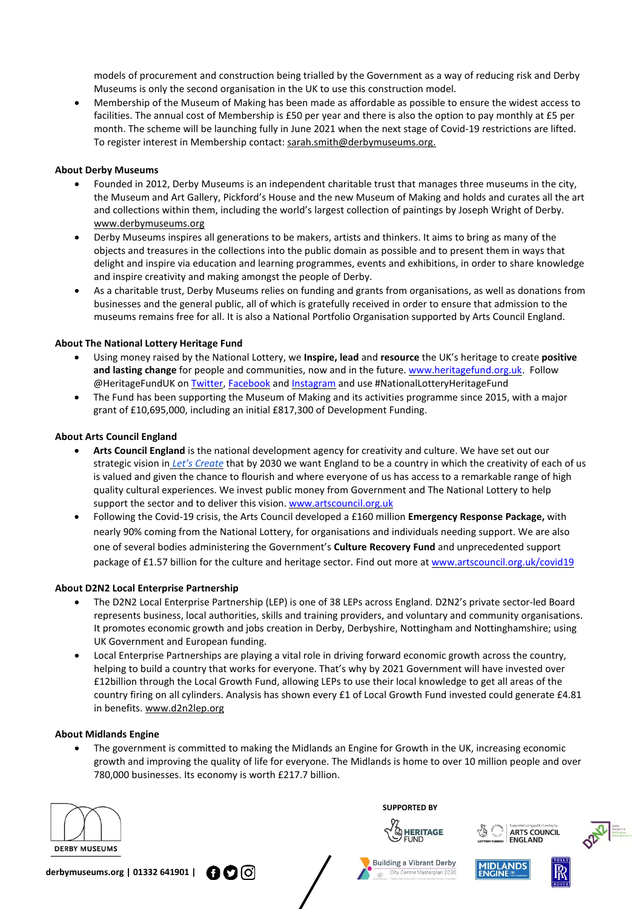models of procurement and construction being trialled by the Government as a way of reducing risk and Derby Museums is only the second organisation in the UK to use this construction model.

- Membership of the Museum of Making has been made as affordable as possible to ensure the widest access to facilities. The annual cost of Membership is £50 per year and there is also the option to pay monthly at £5 per month. The scheme will be launching fully in June 2021 when the next stage of Covid-19 restrictions are lifted. To register interest in Membership contact: sarah.smith@derbymuseums.org.

**About Derby Museums**

- Founded in 2012, Derby Museums is an independent charitable trust that manages three museums in the city, the Museum and Art Gallery, Pickford's House and the new Museum of Making and holds and curates all the art and collections within them, including the world's largest collection of paintings by Joseph Wright of Derby. www.derbymuseums.org
- Derby Museums inspires all generations to be makers, artists and thinkers. It aims to bring as many of the objects and treasures in the collections into the public domain as possible and to present them in ways that delight and inspire via education and learning programmes, events and exhibitions, in order to share knowledge and inspire creativity and making amongst the people of Derby.
- As a charitable trust, Derby Museums relies on funding and grants from organisations, as well as donations from businesses and the general public, all of which is gratefully received in order to ensure that admission to the museums remains free for all. It is also a National Portfolio Organisation supported by Arts Council England.

**About The National Lottery Heritage Fund**

- Using money raised by the National Lottery, we **Inspire, lead** and **resource** the UK's heritage to create **positive and lasting change** for people and communities, now and in the future. www.heritagefund.org.uk. Follow @HeritageFundUK on Twitter, Facebook and Instagram and use #NationalLotteryHeritageFund
- The Fund has been supporting the Museum of Making and its activities programme since 2015, with a major grant of £10,695,000, including an initial £817,300 of Development Funding.

**About Arts Council England**

- **Arts Council England** is the national development agency for creativity and culture. We have set out our strategic vision in *Let's Create* that by 2030 we want England to be a country in which the creativity of each of us is valued and given the chance to flourish and where everyone of us has access to a remarkable range of high quality cultural experiences. We invest public money from Government and The National Lottery to help support the sector and to deliver this vision. www.artscouncil.org.uk
- Following the Covid-19 crisis, the Arts Council developed a £160 million **Emergency Response Package,** with nearly 90% coming from the National Lottery, for organisations and individuals needing support. We are also one of several bodies administering the Government's **Culture Recovery Fund** and unprecedented support package of £1.57 billion for the culture and heritage sector. Find out more at www.artscouncil.org.uk/covid19

**About D2N2 Local Enterprise Partnership**

- The D2N2 Local Enterprise Partnership (LEP) is one of 38 LEPs across England. D2N2's private sector-led Board represents business, local authorities, skills and training providers, and voluntary and community organisations. It promotes economic growth and jobs creation in Derby, Derbyshire, Nottingham and Nottinghamshire; using UK Government and European funding.
- Local Enterprise Partnerships are playing a vital role in driving forward economic growth across the country, helping to build a country that works for everyone. That's why by 2021 Government will have invested over £12billion through the Local Growth Fund, allowing LEPs to use their local knowledge to get all areas of the country firing on all cylinders. Analysis has shown every £1 of Local Growth Fund invested could generate £4.81 in benefits. www.d2n2lep.org

**About Midlands Engine**

- The government is committed to making the Midlands an Engine for Growth in the UK, increasing economic growth and improving the quality of life for everyone. The Midlands is home to over 10 million people and over 780,000 businesses. Its economy is worth £217.7 billion.

DERBY MUSEUMS

derbymuseums.org | 01332 641901 |

SUPPORTED BY

HERITAGE FUND | ARTS COUNCIL ENGLAND | D2N2 | Building a Vibrant Derby | MIDLANDS ENGINE | ROLLS ROYCE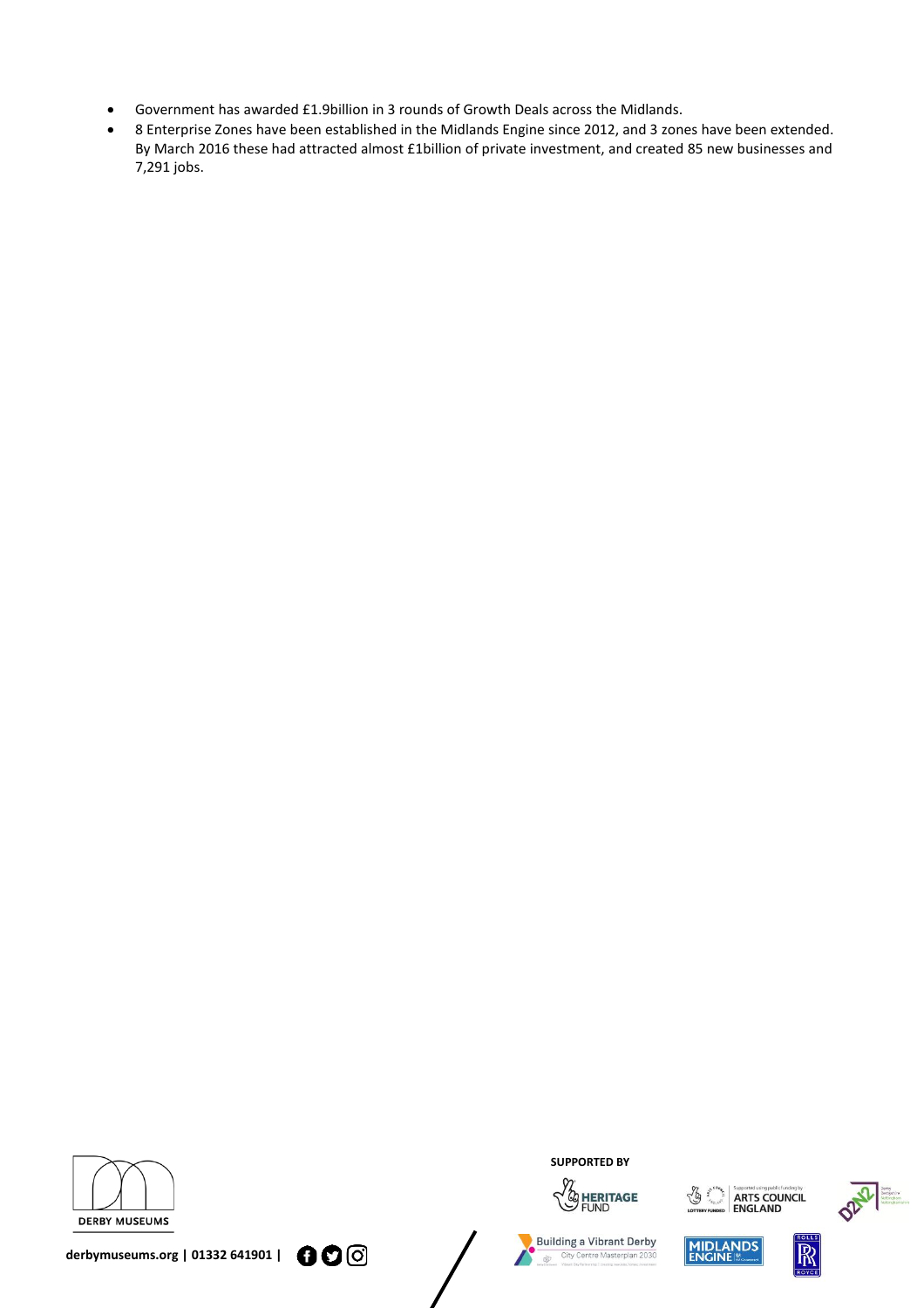- Government has awarded £1.9billion in 3 rounds of Growth Deals across the Midlands.
- 8 Enterprise Zones have been established in the Midlands Engine since 2012, and 3 zones have been extended. By March 2016 these had attracted almost £1billion of private investment, and created 85 new businesses and 7,291 jobs.